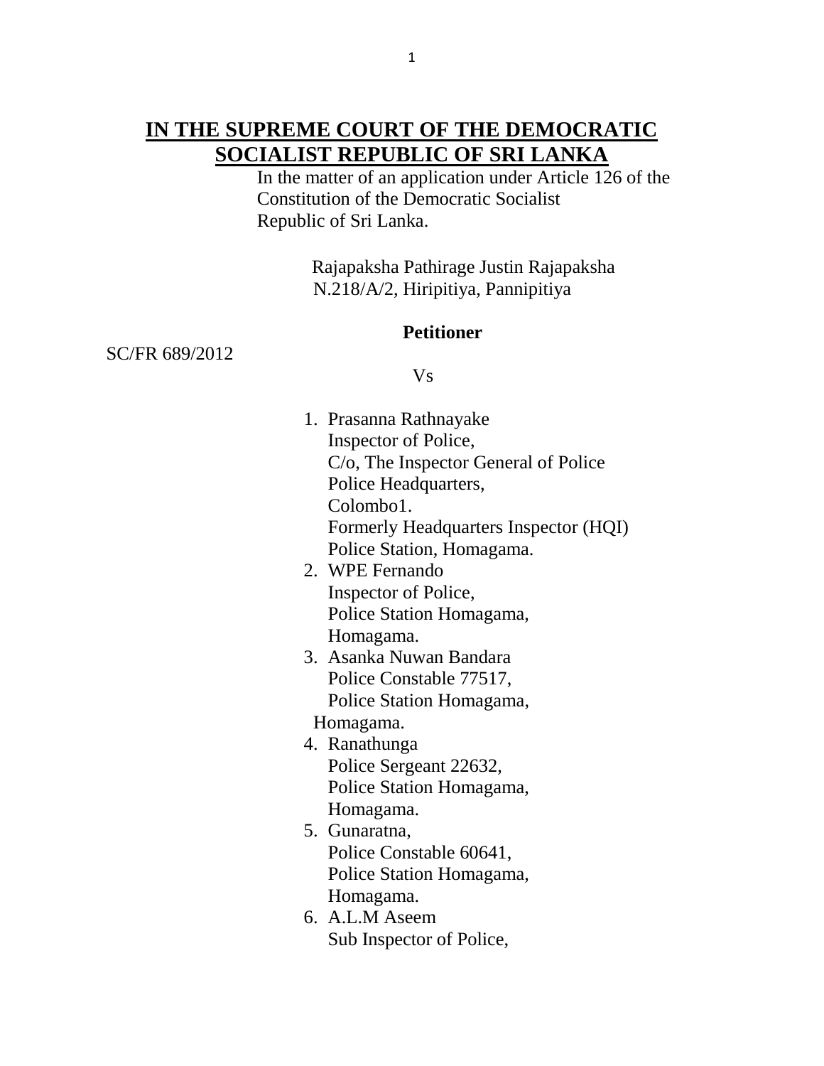# IN THE SUPREME COURT OF THE DEMOCRATIC SOCIALIST REPUBLIC OF SRI LANKA

In the matter of an application under Article 126 of the Constitution of the Democratic Socialist Republic of Sri Lanka.

Rajapaksha Pathirage Justin Rajapaksha
N.218/A/2, Hiripitiya, Pannipitiya

**Petitioner**

SC/FR 689/2012

Vs

1. Prasanna Rathnayake
   Inspector of Police,
   C/o, The Inspector General of Police
   Police Headquarters,
   Colombo1.
   Formerly Headquarters Inspector (HQI)
   Police Station, Homagama.
2. WPE Fernando
   Inspector of Police,
   Police Station Homagama,
   Homagama.
3. Asanka Nuwan Bandara
   Police Constable 77517,
   Police Station Homagama,
   Homagama.
4. Ranathunga
   Police Sergeant 22632,
   Police Station Homagama,
   Homagama.
5. Gunaratna,
   Police Constable 60641,
   Police Station Homagama,
   Homagama.
6. A.L.M Aseem
   Sub Inspector of Police,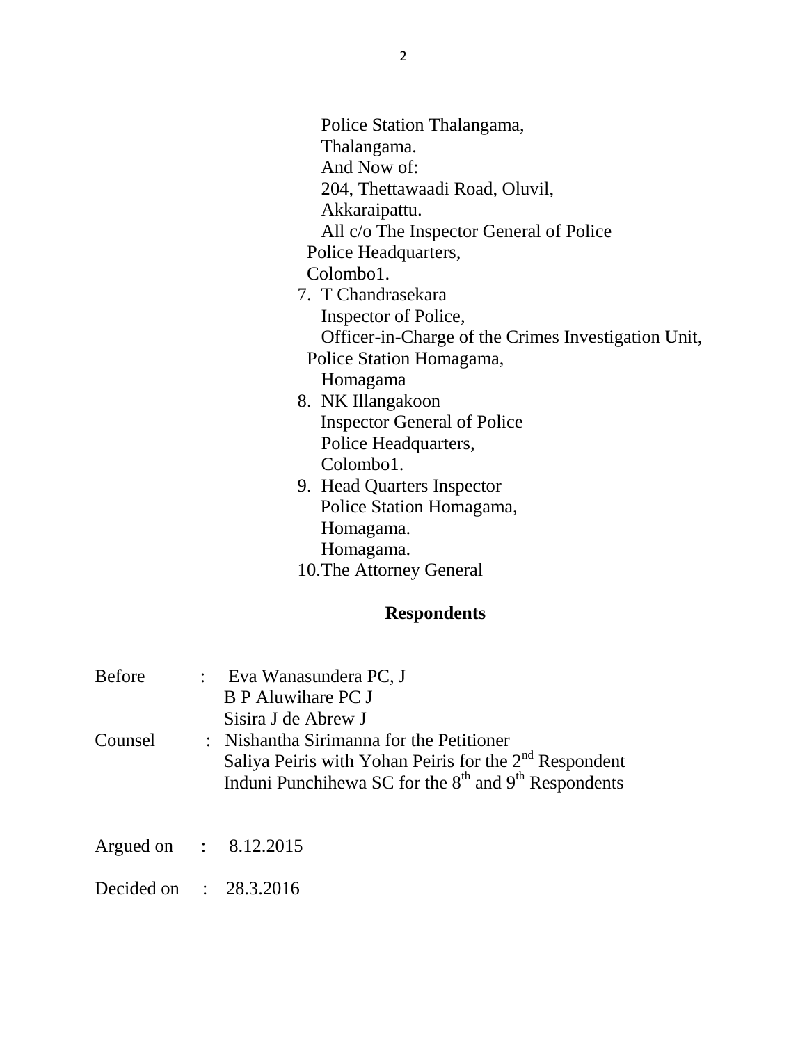Police Station Thalangama,
Thalangama.
And Now of:
204, Thettawaadi Road, Oluvil,
Akkaraipattu.
All c/o The Inspector General of Police
Police Headquarters,
Colombo1.

7. T Chandrasekara
   Inspector of Police,
   Officer-in-Charge of the Crimes Investigation Unit,
   Police Station Homagama,
   Homagama
8. NK Illangakoon
   Inspector General of Police
   Police Headquarters,
   Colombo1.
9. Head Quarters Inspector
   Police Station Homagama,
   Homagama.
   Homagama.
10. The Attorney General

**Respondents**

Before : Eva Wanasundera PC, J
B P Aluwihare PC J
Sisira J de Abrew J

Counsel : Nishantha Sirimanna for the Petitioner
Saliya Peiris with Yohan Peiris for the 2nd Respondent
Induni Punchihewa SC for the 8th and 9th Respondents

Argued on : 8.12.2015

Decided on : 28.3.2016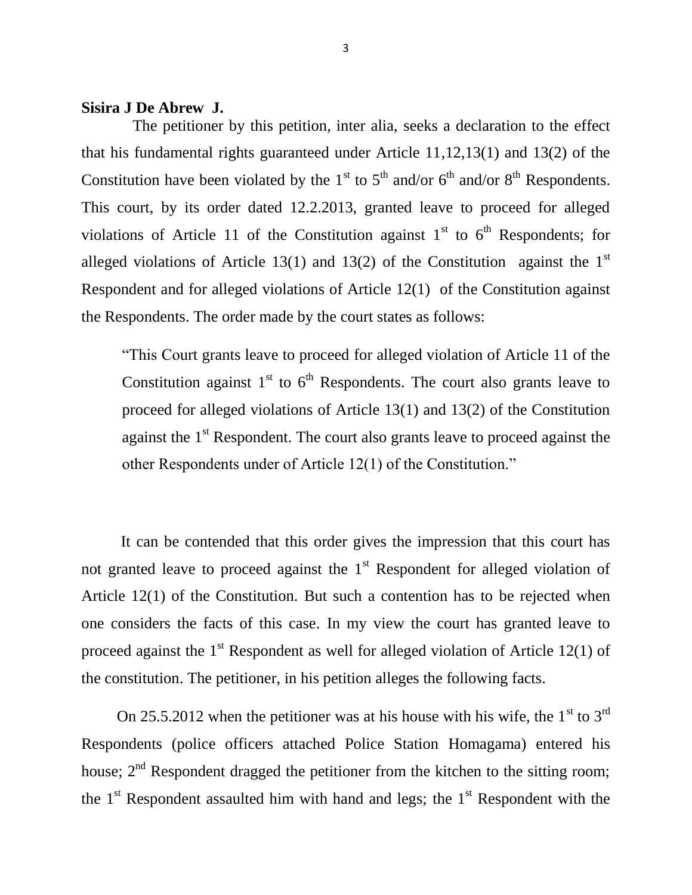**Sisira J De Abrew J.**

The petitioner by this petition, inter alia, seeks a declaration to the effect that his fundamental rights guaranteed under Article 11,12,13(1) and 13(2) of the Constitution have been violated by the 1st to 5th and/or 6th and/or 8th Respondents. This court, by its order dated 12.2.2013, granted leave to proceed for alleged violations of Article 11 of the Constitution against 1st to 6th Respondents; for alleged violations of Article 13(1) and 13(2) of the Constitution against the 1st Respondent and for alleged violations of Article 12(1) of the Constitution against the Respondents. The order made by the court states as follows:

> "This Court grants leave to proceed for alleged violation of Article 11 of the Constitution against 1st to 6th Respondents. The court also grants leave to proceed for alleged violations of Article 13(1) and 13(2) of the Constitution against the 1st Respondent. The court also grants leave to proceed against the other Respondents under of Article 12(1) of the Constitution."

It can be contended that this order gives the impression that this court has not granted leave to proceed against the 1st Respondent for alleged violation of Article 12(1) of the Constitution. But such a contention has to be rejected when one considers the facts of this case. In my view the court has granted leave to proceed against the 1st Respondent as well for alleged violation of Article 12(1) of the constitution. The petitioner, in his petition alleges the following facts.

On 25.5.2012 when the petitioner was at his house with his wife, the 1st to 3rd Respondents (police officers attached Police Station Homagama) entered his house; 2nd Respondent dragged the petitioner from the kitchen to the sitting room; the 1st Respondent assaulted him with hand and legs; the 1st Respondent with the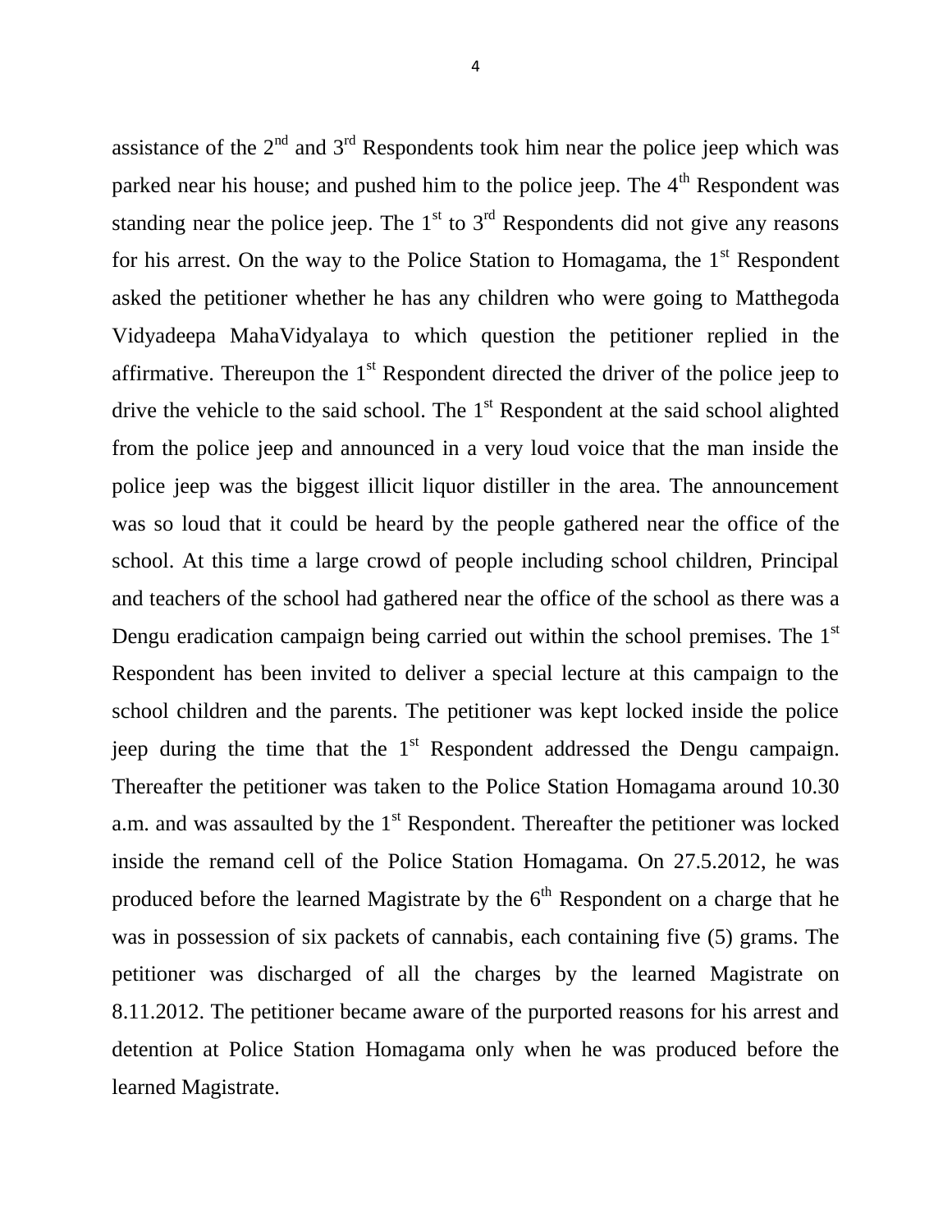assistance of the 2nd and 3rd Respondents took him near the police jeep which was parked near his house; and pushed him to the police jeep. The 4th Respondent was standing near the police jeep. The 1st to 3rd Respondents did not give any reasons for his arrest. On the way to the Police Station to Homagama, the 1st Respondent asked the petitioner whether he has any children who were going to Matthegoda Vidyadeepa MahaVidyalaya to which question the petitioner replied in the affirmative. Thereupon the 1st Respondent directed the driver of the police jeep to drive the vehicle to the said school. The 1st Respondent at the said school alighted from the police jeep and announced in a very loud voice that the man inside the police jeep was the biggest illicit liquor distiller in the area. The announcement was so loud that it could be heard by the people gathered near the office of the school. At this time a large crowd of people including school children, Principal and teachers of the school had gathered near the office of the school as there was a Dengu eradication campaign being carried out within the school premises. The 1st Respondent has been invited to deliver a special lecture at this campaign to the school children and the parents. The petitioner was kept locked inside the police jeep during the time that the 1st Respondent addressed the Dengu campaign. Thereafter the petitioner was taken to the Police Station Homagama around 10.30 a.m. and was assaulted by the 1st Respondent. Thereafter the petitioner was locked inside the remand cell of the Police Station Homagama. On 27.5.2012, he was produced before the learned Magistrate by the 6th Respondent on a charge that he was in possession of six packets of cannabis, each containing five (5) grams. The petitioner was discharged of all the charges by the learned Magistrate on 8.11.2012. The petitioner became aware of the purported reasons for his arrest and detention at Police Station Homagama only when he was produced before the learned Magistrate.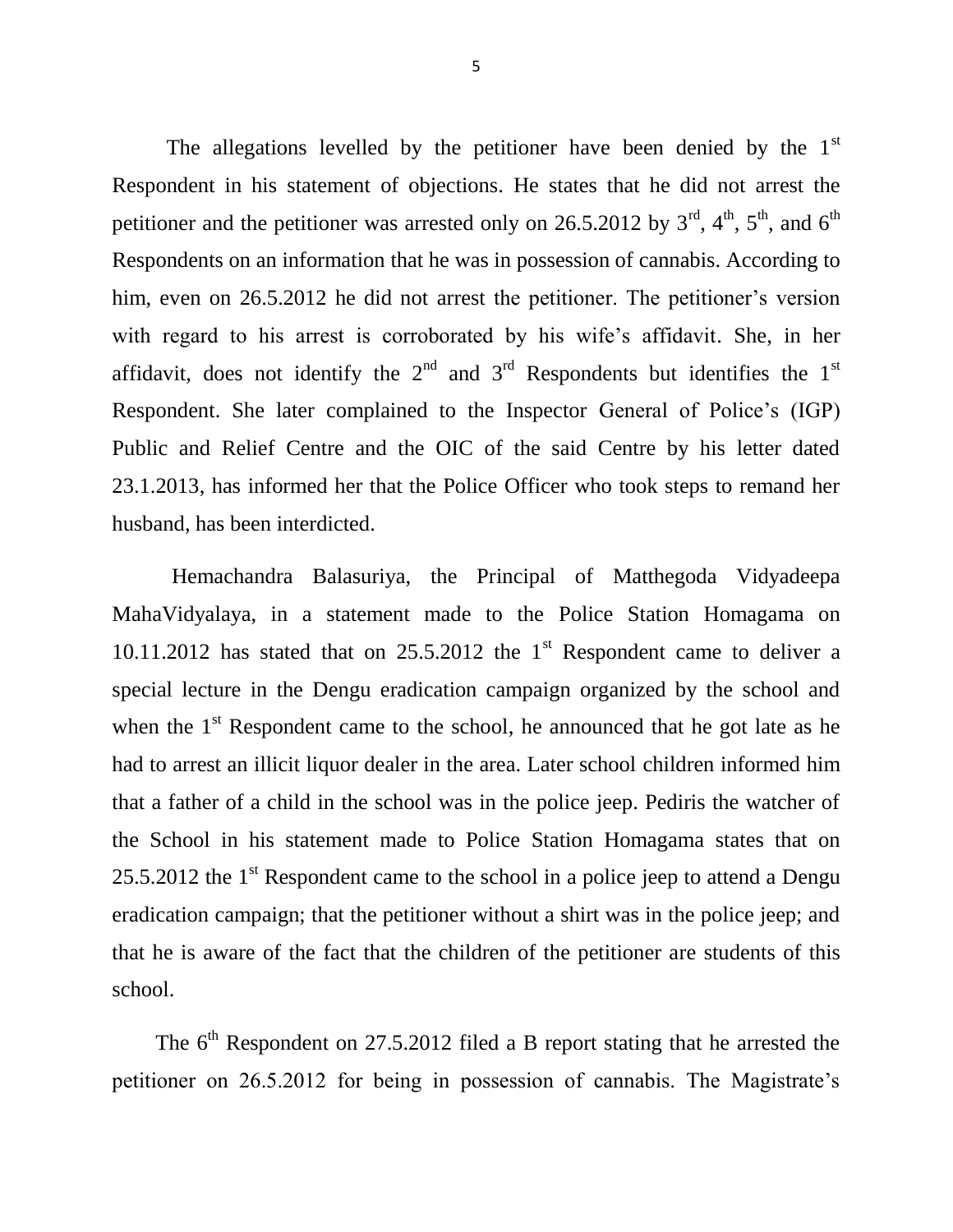The allegations levelled by the petitioner have been denied by the 1st Respondent in his statement of objections. He states that he did not arrest the petitioner and the petitioner was arrested only on 26.5.2012 by 3rd, 4th, 5th, and 6th Respondents on an information that he was in possession of cannabis. According to him, even on 26.5.2012 he did not arrest the petitioner. The petitioner's version with regard to his arrest is corroborated by his wife's affidavit. She, in her affidavit, does not identify the 2nd and 3rd Respondents but identifies the 1st Respondent. She later complained to the Inspector General of Police's (IGP) Public and Relief Centre and the OIC of the said Centre by his letter dated 23.1.2013, has informed her that the Police Officer who took steps to remand her husband, has been interdicted.

Hemachandra Balasuriya, the Principal of Matthegoda Vidyadeepa MahaVidyalaya, in a statement made to the Police Station Homagama on 10.11.2012 has stated that on 25.5.2012 the 1st Respondent came to deliver a special lecture in the Dengu eradication campaign organized by the school and when the 1st Respondent came to the school, he announced that he got late as he had to arrest an illicit liquor dealer in the area. Later school children informed him that a father of a child in the school was in the police jeep. Pediris the watcher of the School in his statement made to Police Station Homagama states that on 25.5.2012 the 1st Respondent came to the school in a police jeep to attend a Dengu eradication campaign; that the petitioner without a shirt was in the police jeep; and that he is aware of the fact that the children of the petitioner are students of this school.

The 6th Respondent on 27.5.2012 filed a B report stating that he arrested the petitioner on 26.5.2012 for being in possession of cannabis. The Magistrate's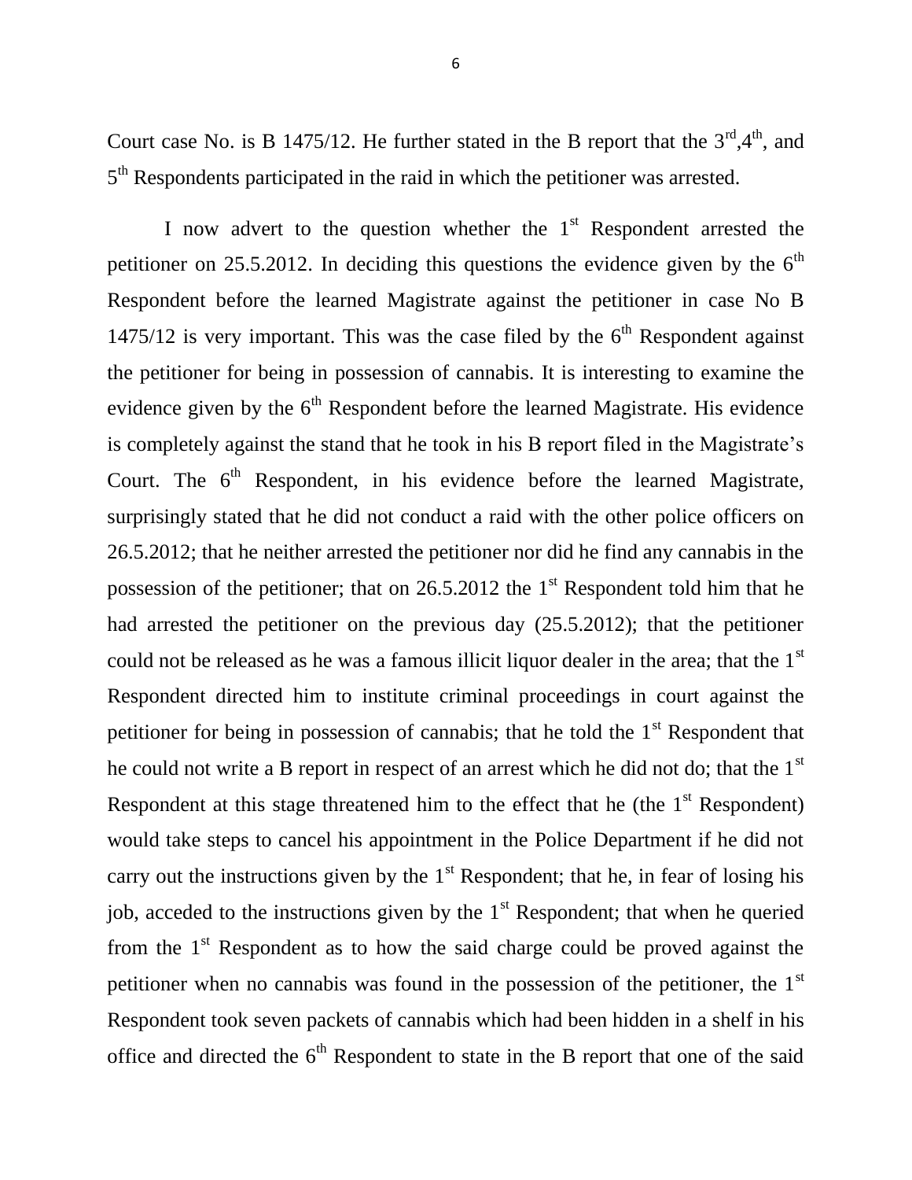Court case No. is B 1475/12. He further stated in the B report that the 3rd,4th, and 5th Respondents participated in the raid in which the petitioner was arrested.

I now advert to the question whether the 1st Respondent arrested the petitioner on 25.5.2012. In deciding this questions the evidence given by the 6th Respondent before the learned Magistrate against the petitioner in case No B 1475/12 is very important. This was the case filed by the 6th Respondent against the petitioner for being in possession of cannabis. It is interesting to examine the evidence given by the 6th Respondent before the learned Magistrate. His evidence is completely against the stand that he took in his B report filed in the Magistrate's Court. The 6th Respondent, in his evidence before the learned Magistrate, surprisingly stated that he did not conduct a raid with the other police officers on 26.5.2012; that he neither arrested the petitioner nor did he find any cannabis in the possession of the petitioner; that on 26.5.2012 the 1st Respondent told him that he had arrested the petitioner on the previous day (25.5.2012); that the petitioner could not be released as he was a famous illicit liquor dealer in the area; that the 1st Respondent directed him to institute criminal proceedings in court against the petitioner for being in possession of cannabis; that he told the 1st Respondent that he could not write a B report in respect of an arrest which he did not do; that the 1st Respondent at this stage threatened him to the effect that he (the 1st Respondent) would take steps to cancel his appointment in the Police Department if he did not carry out the instructions given by the 1st Respondent; that he, in fear of losing his job, acceded to the instructions given by the 1st Respondent; that when he queried from the 1st Respondent as to how the said charge could be proved against the petitioner when no cannabis was found in the possession of the petitioner, the 1st Respondent took seven packets of cannabis which had been hidden in a shelf in his office and directed the 6th Respondent to state in the B report that one of the said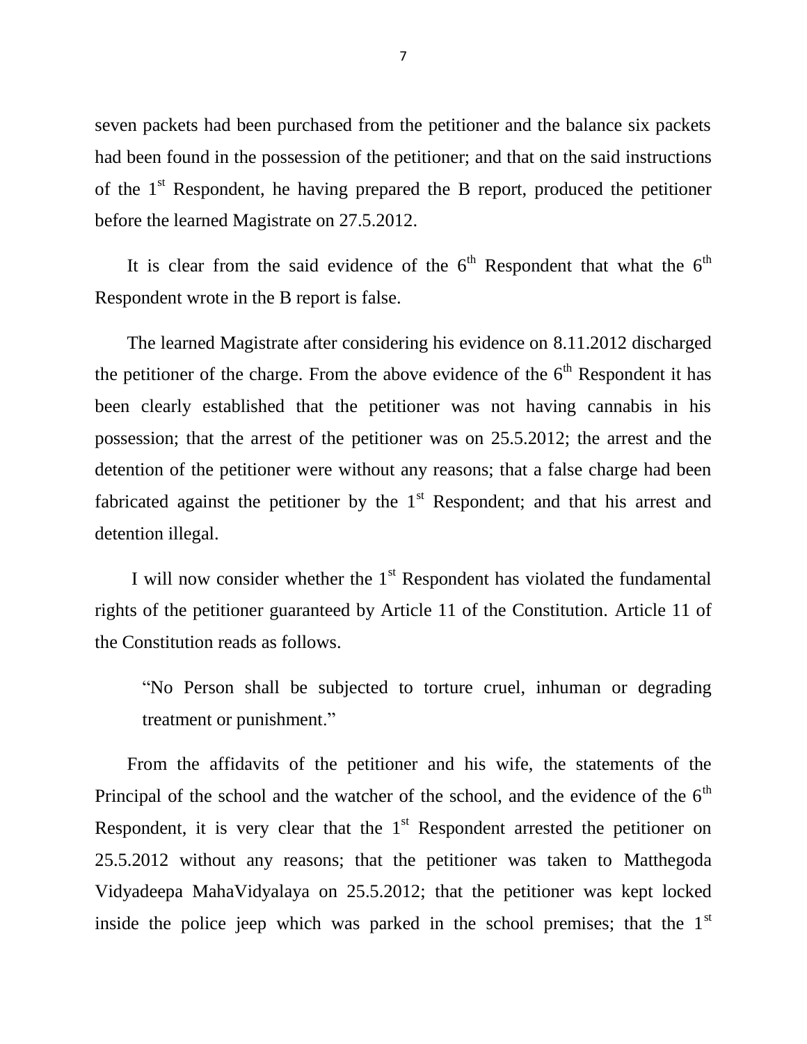seven packets had been purchased from the petitioner and the balance six packets had been found in the possession of the petitioner; and that on the said instructions of the 1st Respondent, he having prepared the B report, produced the petitioner before the learned Magistrate on 27.5.2012.

It is clear from the said evidence of the 6th Respondent that what the 6th Respondent wrote in the B report is false.

The learned Magistrate after considering his evidence on 8.11.2012 discharged the petitioner of the charge. From the above evidence of the 6th Respondent it has been clearly established that the petitioner was not having cannabis in his possession; that the arrest of the petitioner was on 25.5.2012; the arrest and the detention of the petitioner were without any reasons; that a false charge had been fabricated against the petitioner by the 1st Respondent; and that his arrest and detention illegal.

I will now consider whether the 1st Respondent has violated the fundamental rights of the petitioner guaranteed by Article 11 of the Constitution. Article 11 of the Constitution reads as follows.

> "No Person shall be subjected to torture cruel, inhuman or degrading treatment or punishment."

From the affidavits of the petitioner and his wife, the statements of the Principal of the school and the watcher of the school, and the evidence of the 6th Respondent, it is very clear that the 1st Respondent arrested the petitioner on 25.5.2012 without any reasons; that the petitioner was taken to Matthegoda Vidyadeepa MahaVidyalaya on 25.5.2012; that the petitioner was kept locked inside the police jeep which was parked in the school premises; that the 1st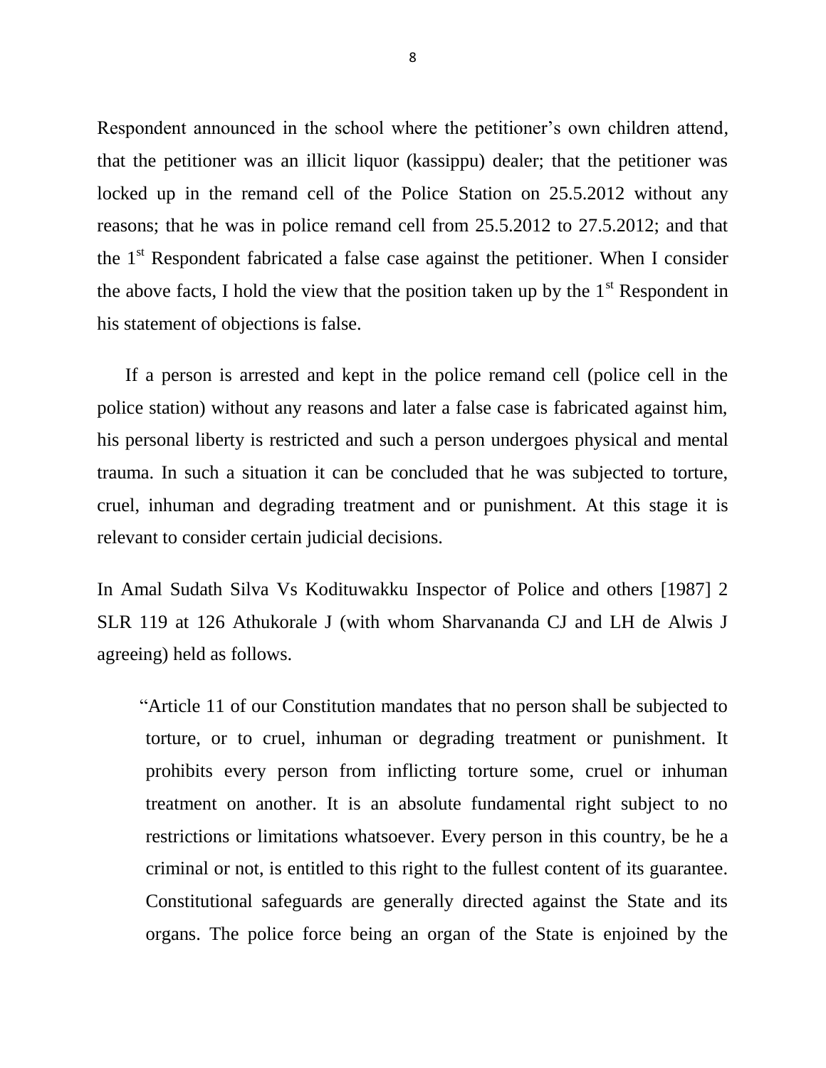Respondent announced in the school where the petitioner's own children attend, that the petitioner was an illicit liquor (kassippu) dealer; that the petitioner was locked up in the remand cell of the Police Station on 25.5.2012 without any reasons; that he was in police remand cell from 25.5.2012 to 27.5.2012; and that the 1st Respondent fabricated a false case against the petitioner. When I consider the above facts, I hold the view that the position taken up by the 1st Respondent in his statement of objections is false.

If a person is arrested and kept in the police remand cell (police cell in the police station) without any reasons and later a false case is fabricated against him, his personal liberty is restricted and such a person undergoes physical and mental trauma. In such a situation it can be concluded that he was subjected to torture, cruel, inhuman and degrading treatment and or punishment. At this stage it is relevant to consider certain judicial decisions.

In Amal Sudath Silva Vs Kodituwakku Inspector of Police and others [1987] 2 SLR 119 at 126 Athukorale J (with whom Sharvananda CJ and LH de Alwis J agreeing) held as follows.

> "Article 11 of our Constitution mandates that no person shall be subjected to torture, or to cruel, inhuman or degrading treatment or punishment. It prohibits every person from inflicting torture some, cruel or inhuman treatment on another. It is an absolute fundamental right subject to no restrictions or limitations whatsoever. Every person in this country, be he a criminal or not, is entitled to this right to the fullest content of its guarantee. Constitutional safeguards are generally directed against the State and its organs. The police force being an organ of the State is enjoined by the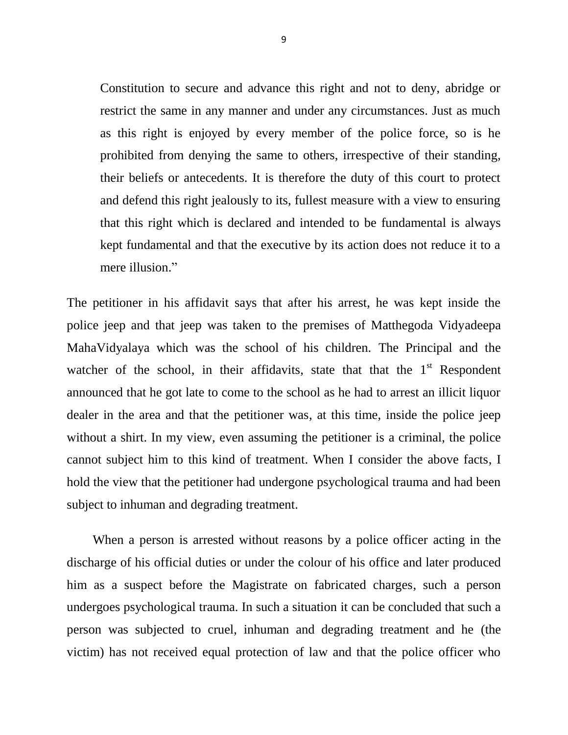> Constitution to secure and advance this right and not to deny, abridge or restrict the same in any manner and under any circumstances. Just as much as this right is enjoyed by every member of the police force, so is he prohibited from denying the same to others, irrespective of their standing, their beliefs or antecedents. It is therefore the duty of this court to protect and defend this right jealously to its, fullest measure with a view to ensuring that this right which is declared and intended to be fundamental is always kept fundamental and that the executive by its action does not reduce it to a mere illusion."

The petitioner in his affidavit says that after his arrest, he was kept inside the police jeep and that jeep was taken to the premises of Matthegoda Vidyadeepa MahaVidyalaya which was the school of his children. The Principal and the watcher of the school, in their affidavits, state that that the 1st Respondent announced that he got late to come to the school as he had to arrest an illicit liquor dealer in the area and that the petitioner was, at this time, inside the police jeep without a shirt. In my view, even assuming the petitioner is a criminal, the police cannot subject him to this kind of treatment. When I consider the above facts, I hold the view that the petitioner had undergone psychological trauma and had been subject to inhuman and degrading treatment.

When a person is arrested without reasons by a police officer acting in the discharge of his official duties or under the colour of his office and later produced him as a suspect before the Magistrate on fabricated charges, such a person undergoes psychological trauma. In such a situation it can be concluded that such a person was subjected to cruel, inhuman and degrading treatment and he (the victim) has not received equal protection of law and that the police officer who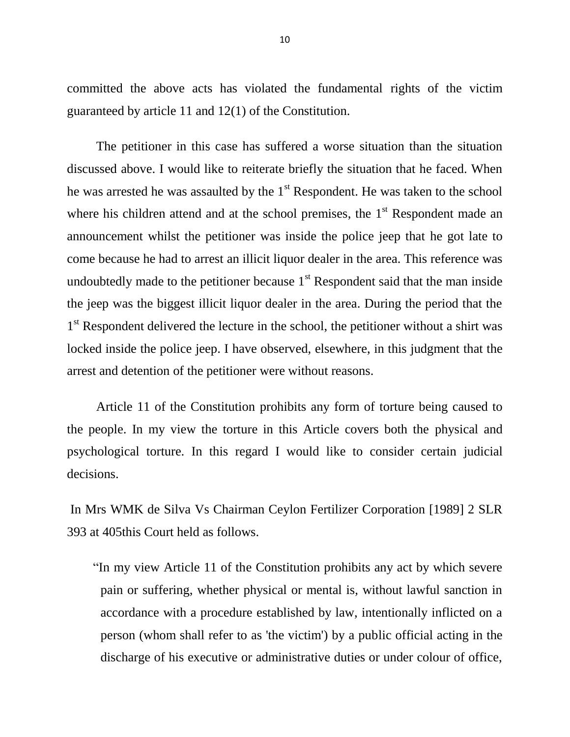committed the above acts has violated the fundamental rights of the victim guaranteed by article 11 and 12(1) of the Constitution.

The petitioner in this case has suffered a worse situation than the situation discussed above. I would like to reiterate briefly the situation that he faced. When he was arrested he was assaulted by the 1st Respondent. He was taken to the school where his children attend and at the school premises, the 1st Respondent made an announcement whilst the petitioner was inside the police jeep that he got late to come because he had to arrest an illicit liquor dealer in the area. This reference was undoubtedly made to the petitioner because 1st Respondent said that the man inside the jeep was the biggest illicit liquor dealer in the area. During the period that the 1st Respondent delivered the lecture in the school, the petitioner without a shirt was locked inside the police jeep. I have observed, elsewhere, in this judgment that the arrest and detention of the petitioner were without reasons.

Article 11 of the Constitution prohibits any form of torture being caused to the people. In my view the torture in this Article covers both the physical and psychological torture. In this regard I would like to consider certain judicial decisions.

In Mrs WMK de Silva Vs Chairman Ceylon Fertilizer Corporation [1989] 2 SLR 393 at 405this Court held as follows.

> "In my view Article 11 of the Constitution prohibits any act by which severe pain or suffering, whether physical or mental is, without lawful sanction in accordance with a procedure established by law, intentionally inflicted on a person (whom shall refer to as 'the victim') by a public official acting in the discharge of his executive or administrative duties or under colour of office,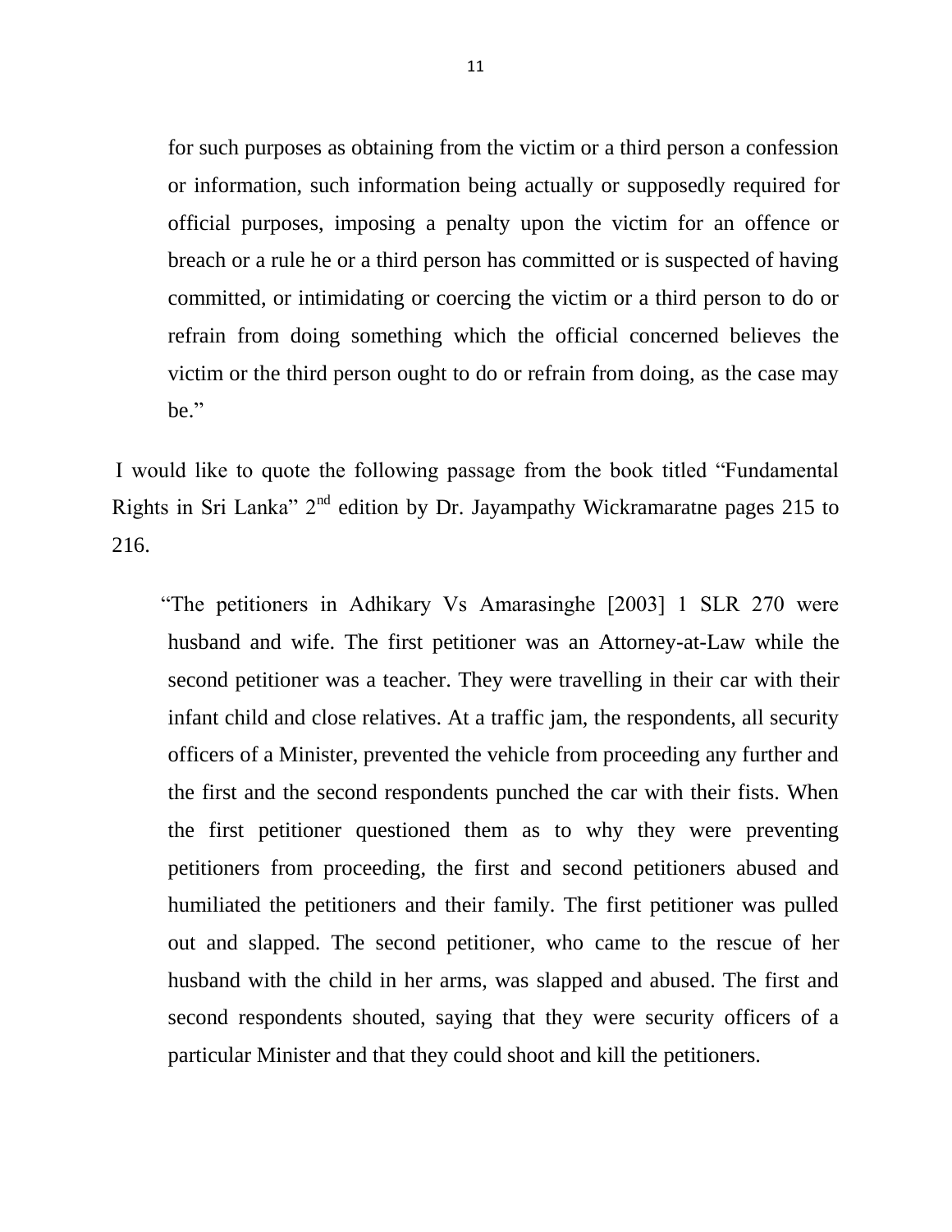> for such purposes as obtaining from the victim or a third person a confession or information, such information being actually or supposedly required for official purposes, imposing a penalty upon the victim for an offence or breach or a rule he or a third person has committed or is suspected of having committed, or intimidating or coercing the victim or a third person to do or refrain from doing something which the official concerned believes the victim or the third person ought to do or refrain from doing, as the case may be."

I would like to quote the following passage from the book titled "Fundamental Rights in Sri Lanka" 2nd edition by Dr. Jayampathy Wickramaratne pages 215 to 216.

> "The petitioners in Adhikary Vs Amarasinghe [2003] 1 SLR 270 were husband and wife. The first petitioner was an Attorney-at-Law while the second petitioner was a teacher. They were travelling in their car with their infant child and close relatives. At a traffic jam, the respondents, all security officers of a Minister, prevented the vehicle from proceeding any further and the first and the second respondents punched the car with their fists. When the first petitioner questioned them as to why they were preventing petitioners from proceeding, the first and second petitioners abused and humiliated the petitioners and their family. The first petitioner was pulled out and slapped. The second petitioner, who came to the rescue of her husband with the child in her arms, was slapped and abused. The first and second respondents shouted, saying that they were security officers of a particular Minister and that they could shoot and kill the petitioners.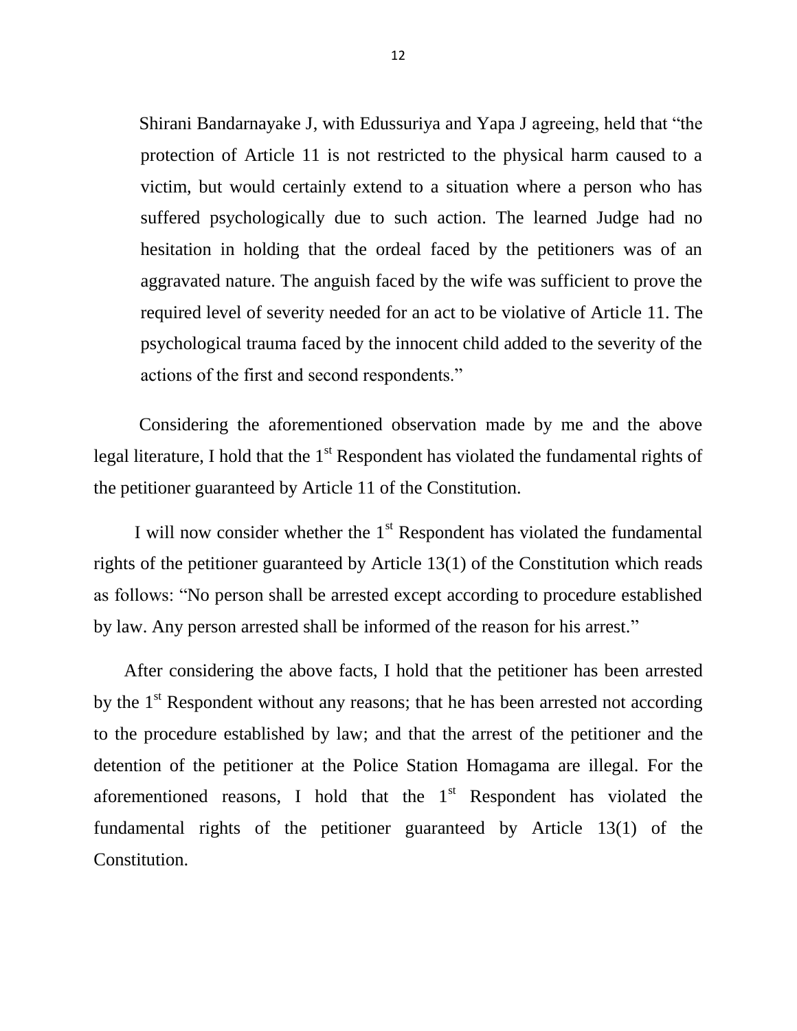Shirani Bandarnayake J, with Edussuriya and Yapa J agreeing, held that "the protection of Article 11 is not restricted to the physical harm caused to a victim, but would certainly extend to a situation where a person who has suffered psychologically due to such action. The learned Judge had no hesitation in holding that the ordeal faced by the petitioners was of an aggravated nature. The anguish faced by the wife was sufficient to prove the required level of severity needed for an act to be violative of Article 11. The psychological trauma faced by the innocent child added to the severity of the actions of the first and second respondents."

Considering the aforementioned observation made by me and the above legal literature, I hold that the 1st Respondent has violated the fundamental rights of the petitioner guaranteed by Article 11 of the Constitution.

I will now consider whether the 1st Respondent has violated the fundamental rights of the petitioner guaranteed by Article 13(1) of the Constitution which reads as follows: "No person shall be arrested except according to procedure established by law. Any person arrested shall be informed of the reason for his arrest."

After considering the above facts, I hold that the petitioner has been arrested by the 1st Respondent without any reasons; that he has been arrested not according to the procedure established by law; and that the arrest of the petitioner and the detention of the petitioner at the Police Station Homagama are illegal. For the aforementioned reasons, I hold that the 1st Respondent has violated the fundamental rights of the petitioner guaranteed by Article 13(1) of the Constitution.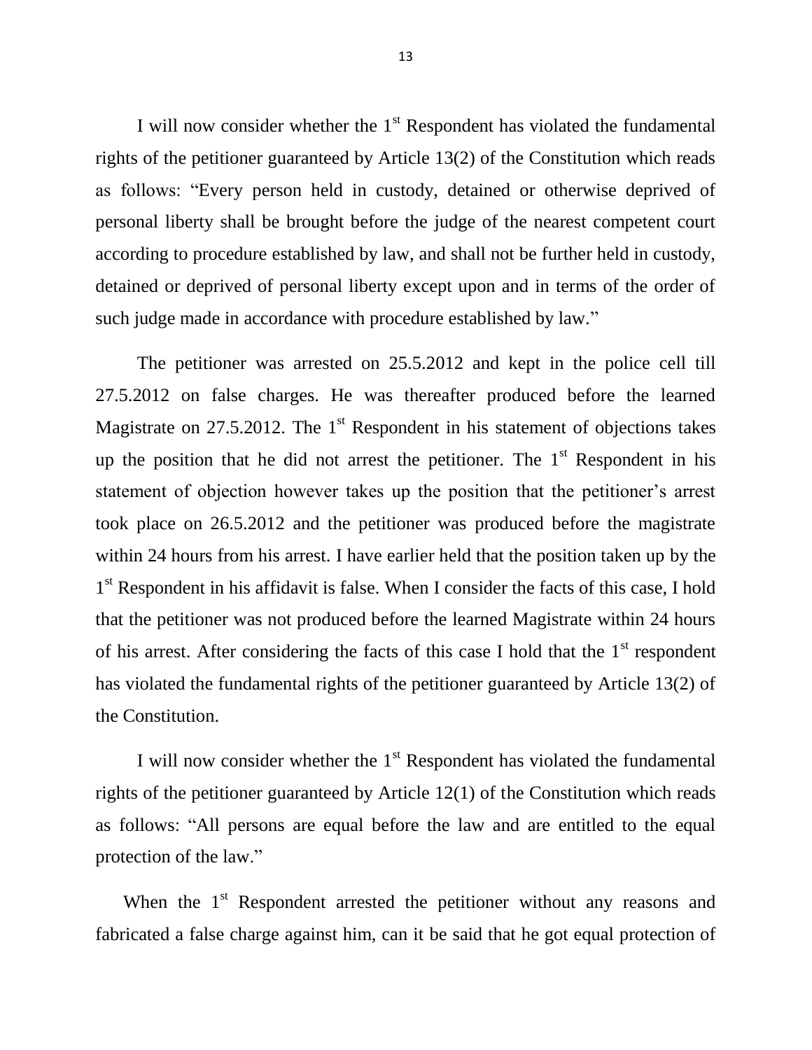I will now consider whether the 1st Respondent has violated the fundamental rights of the petitioner guaranteed by Article 13(2) of the Constitution which reads as follows: "Every person held in custody, detained or otherwise deprived of personal liberty shall be brought before the judge of the nearest competent court according to procedure established by law, and shall not be further held in custody, detained or deprived of personal liberty except upon and in terms of the order of such judge made in accordance with procedure established by law."

The petitioner was arrested on 25.5.2012 and kept in the police cell till 27.5.2012 on false charges. He was thereafter produced before the learned Magistrate on 27.5.2012. The 1st Respondent in his statement of objections takes up the position that he did not arrest the petitioner. The 1st Respondent in his statement of objection however takes up the position that the petitioner's arrest took place on 26.5.2012 and the petitioner was produced before the magistrate within 24 hours from his arrest. I have earlier held that the position taken up by the 1st Respondent in his affidavit is false. When I consider the facts of this case, I hold that the petitioner was not produced before the learned Magistrate within 24 hours of his arrest. After considering the facts of this case I hold that the 1st respondent has violated the fundamental rights of the petitioner guaranteed by Article 13(2) of the Constitution.

I will now consider whether the 1st Respondent has violated the fundamental rights of the petitioner guaranteed by Article 12(1) of the Constitution which reads as follows: "All persons are equal before the law and are entitled to the equal protection of the law."

When the 1st Respondent arrested the petitioner without any reasons and fabricated a false charge against him, can it be said that he got equal protection of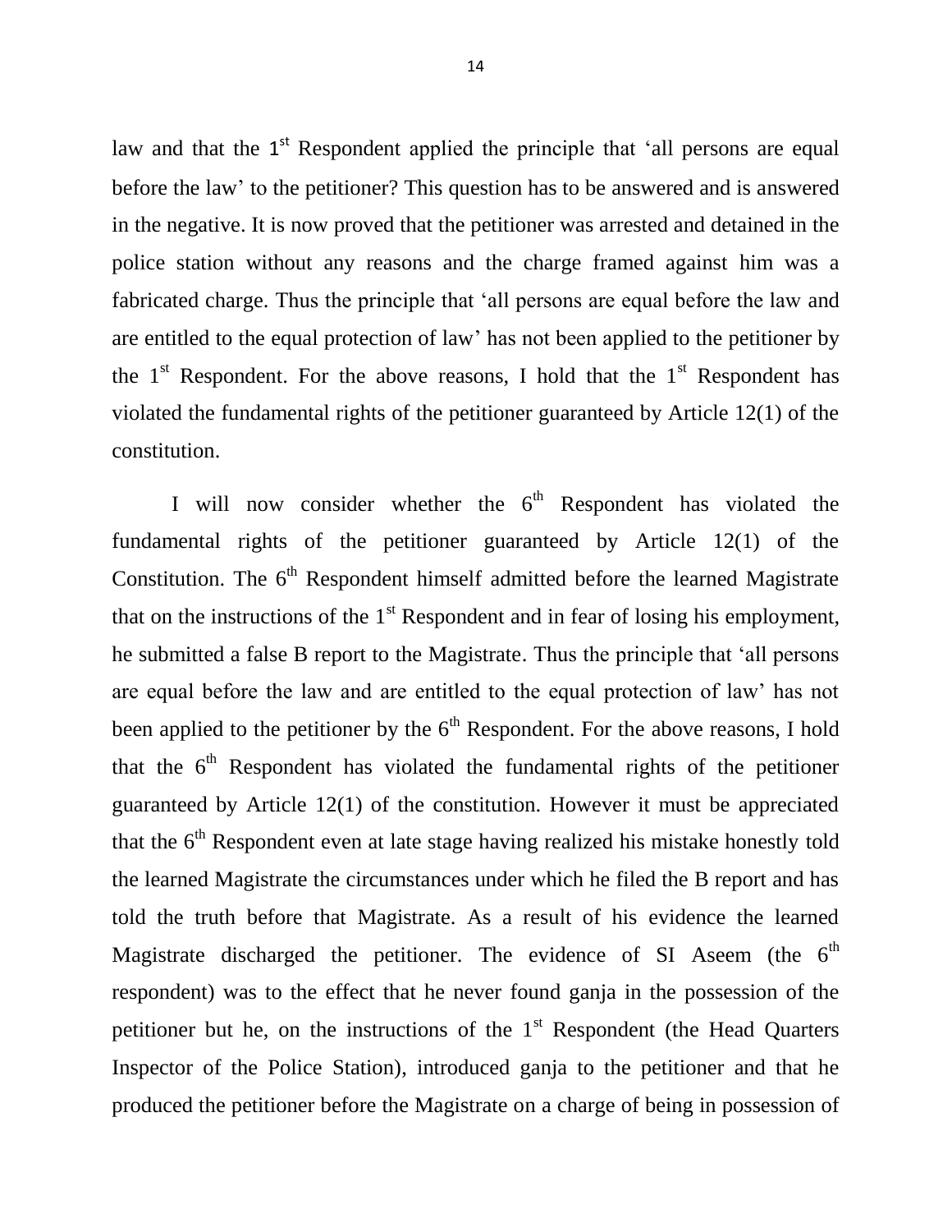law and that the 1st Respondent applied the principle that 'all persons are equal before the law' to the petitioner? This question has to be answered and is answered in the negative. It is now proved that the petitioner was arrested and detained in the police station without any reasons and the charge framed against him was a fabricated charge. Thus the principle that 'all persons are equal before the law and are entitled to the equal protection of law' has not been applied to the petitioner by the 1st Respondent. For the above reasons, I hold that the 1st Respondent has violated the fundamental rights of the petitioner guaranteed by Article 12(1) of the constitution.

I will now consider whether the 6th Respondent has violated the fundamental rights of the petitioner guaranteed by Article 12(1) of the Constitution. The 6th Respondent himself admitted before the learned Magistrate that on the instructions of the 1st Respondent and in fear of losing his employment, he submitted a false B report to the Magistrate. Thus the principle that 'all persons are equal before the law and are entitled to the equal protection of law' has not been applied to the petitioner by the 6th Respondent. For the above reasons, I hold that the 6th Respondent has violated the fundamental rights of the petitioner guaranteed by Article 12(1) of the constitution. However it must be appreciated that the 6th Respondent even at late stage having realized his mistake honestly told the learned Magistrate the circumstances under which he filed the B report and has told the truth before that Magistrate. As a result of his evidence the learned Magistrate discharged the petitioner. The evidence of SI Aseem (the 6th respondent) was to the effect that he never found ganja in the possession of the petitioner but he, on the instructions of the 1st Respondent (the Head Quarters Inspector of the Police Station), introduced ganja to the petitioner and that he produced the petitioner before the Magistrate on a charge of being in possession of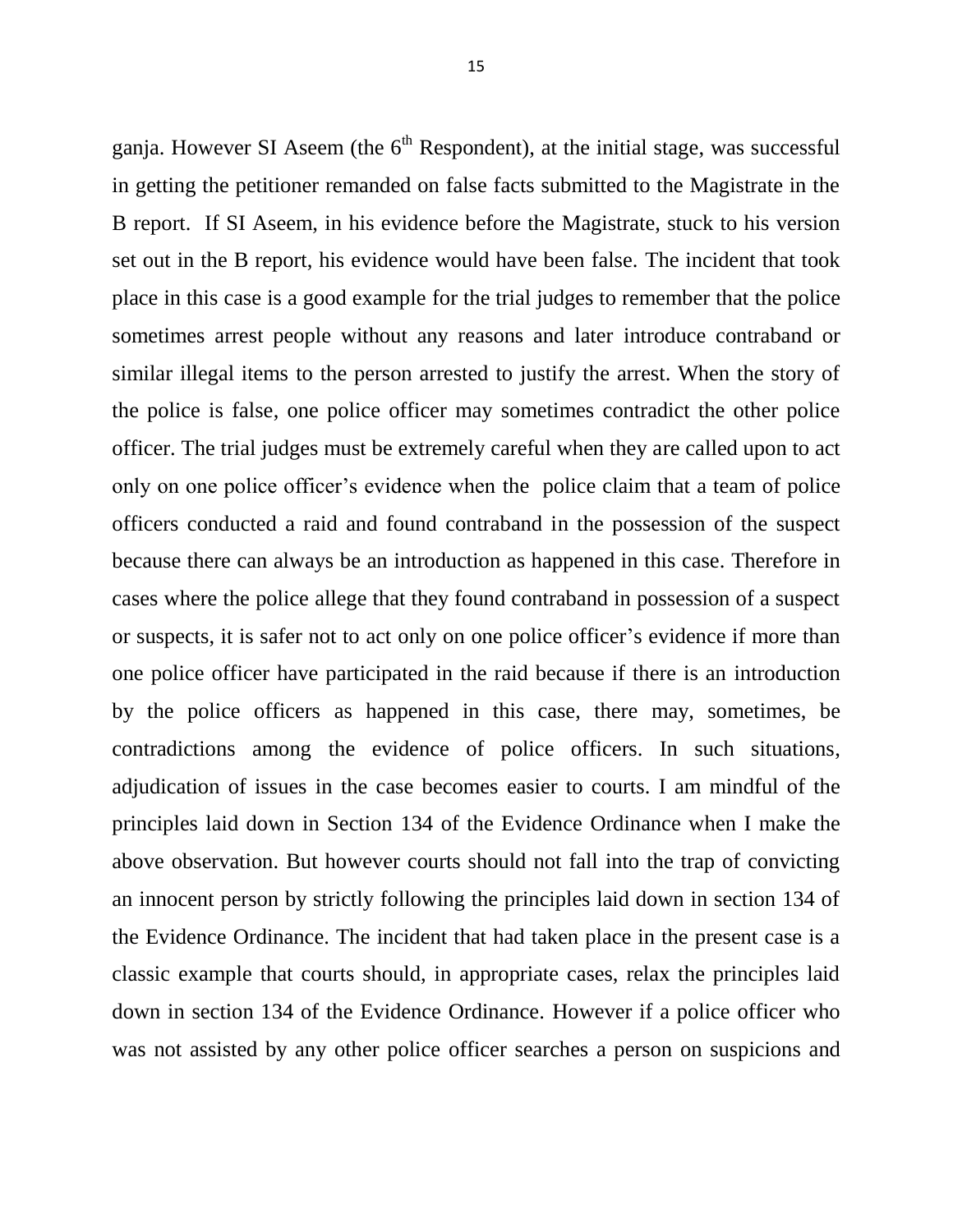ganja. However SI Aseem (the 6th Respondent), at the initial stage, was successful in getting the petitioner remanded on false facts submitted to the Magistrate in the B report. If SI Aseem, in his evidence before the Magistrate, stuck to his version set out in the B report, his evidence would have been false. The incident that took place in this case is a good example for the trial judges to remember that the police sometimes arrest people without any reasons and later introduce contraband or similar illegal items to the person arrested to justify the arrest. When the story of the police is false, one police officer may sometimes contradict the other police officer. The trial judges must be extremely careful when they are called upon to act only on one police officer's evidence when the police claim that a team of police officers conducted a raid and found contraband in the possession of the suspect because there can always be an introduction as happened in this case. Therefore in cases where the police allege that they found contraband in possession of a suspect or suspects, it is safer not to act only on one police officer's evidence if more than one police officer have participated in the raid because if there is an introduction by the police officers as happened in this case, there may, sometimes, be contradictions among the evidence of police officers. In such situations, adjudication of issues in the case becomes easier to courts. I am mindful of the principles laid down in Section 134 of the Evidence Ordinance when I make the above observation. But however courts should not fall into the trap of convicting an innocent person by strictly following the principles laid down in section 134 of the Evidence Ordinance. The incident that had taken place in the present case is a classic example that courts should, in appropriate cases, relax the principles laid down in section 134 of the Evidence Ordinance. However if a police officer who was not assisted by any other police officer searches a person on suspicions and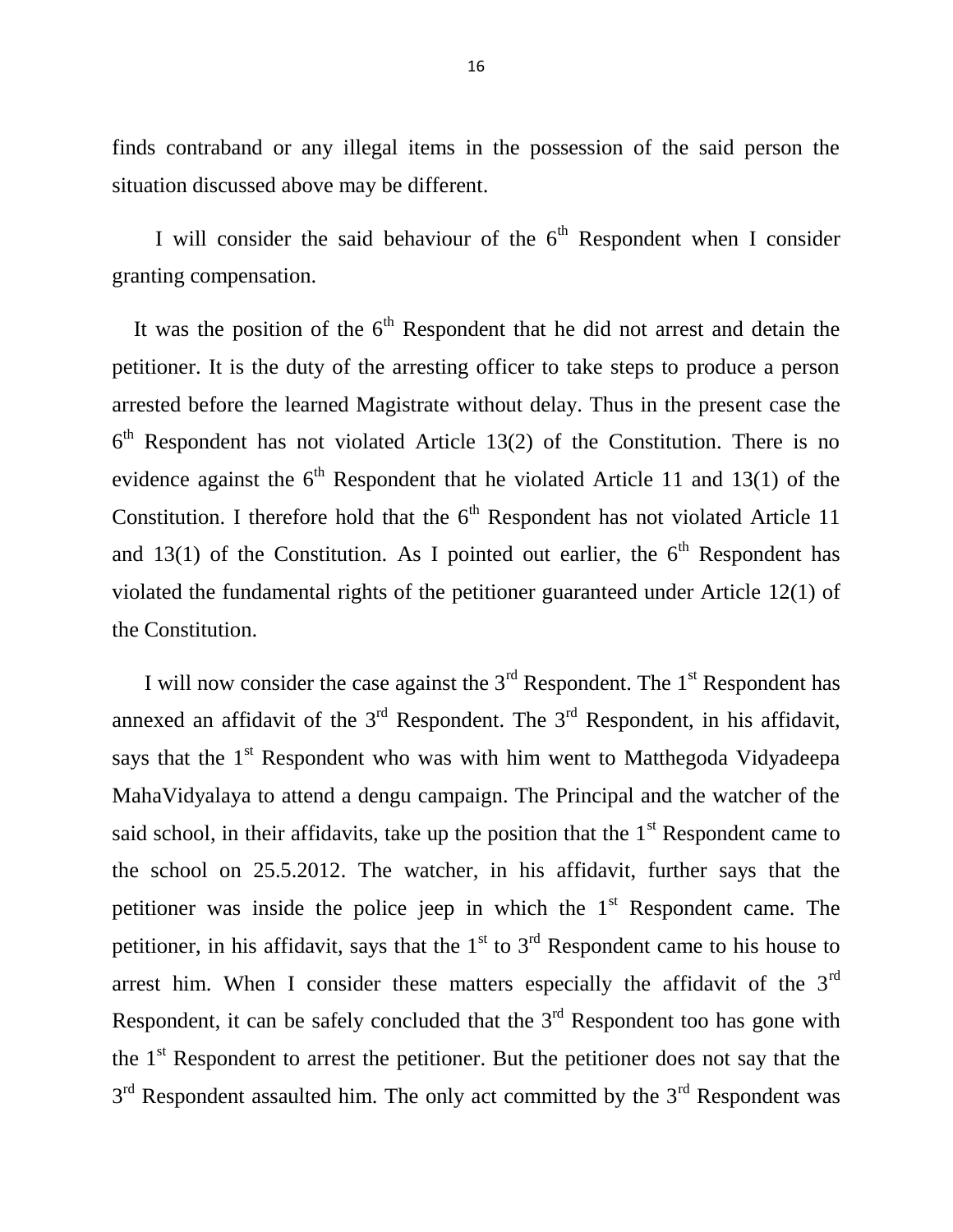finds contraband or any illegal items in the possession of the said person the situation discussed above may be different.

I will consider the said behaviour of the 6th Respondent when I consider granting compensation.

It was the position of the 6th Respondent that he did not arrest and detain the petitioner. It is the duty of the arresting officer to take steps to produce a person arrested before the learned Magistrate without delay. Thus in the present case the 6th Respondent has not violated Article 13(2) of the Constitution. There is no evidence against the 6th Respondent that he violated Article 11 and 13(1) of the Constitution. I therefore hold that the 6th Respondent has not violated Article 11 and 13(1) of the Constitution. As I pointed out earlier, the 6th Respondent has violated the fundamental rights of the petitioner guaranteed under Article 12(1) of the Constitution.

I will now consider the case against the 3rd Respondent. The 1st Respondent has annexed an affidavit of the 3rd Respondent. The 3rd Respondent, in his affidavit, says that the 1st Respondent who was with him went to Matthegoda Vidyadeepa MahaVidyalaya to attend a dengu campaign. The Principal and the watcher of the said school, in their affidavits, take up the position that the 1st Respondent came to the school on 25.5.2012. The watcher, in his affidavit, further says that the petitioner was inside the police jeep in which the 1st Respondent came. The petitioner, in his affidavit, says that the 1st to 3rd Respondent came to his house to arrest him. When I consider these matters especially the affidavit of the 3rd Respondent, it can be safely concluded that the 3rd Respondent too has gone with the 1st Respondent to arrest the petitioner. But the petitioner does not say that the 3rd Respondent assaulted him. The only act committed by the 3rd Respondent was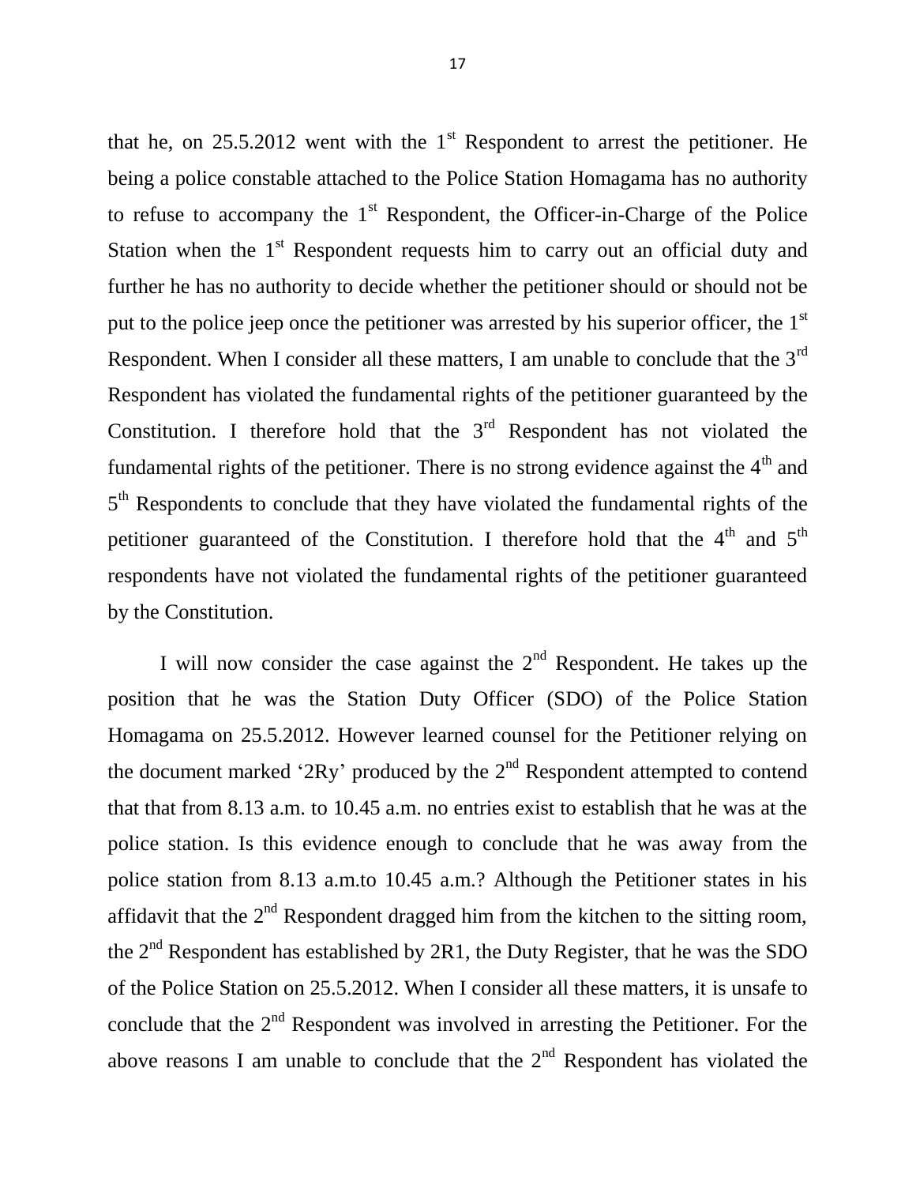that he, on 25.5.2012 went with the 1st Respondent to arrest the petitioner. He being a police constable attached to the Police Station Homagama has no authority to refuse to accompany the 1st Respondent, the Officer-in-Charge of the Police Station when the 1st Respondent requests him to carry out an official duty and further he has no authority to decide whether the petitioner should or should not be put to the police jeep once the petitioner was arrested by his superior officer, the 1st Respondent. When I consider all these matters, I am unable to conclude that the 3rd Respondent has violated the fundamental rights of the petitioner guaranteed by the Constitution. I therefore hold that the 3rd Respondent has not violated the fundamental rights of the petitioner. There is no strong evidence against the 4th and 5th Respondents to conclude that they have violated the fundamental rights of the petitioner guaranteed of the Constitution. I therefore hold that the 4th and 5th respondents have not violated the fundamental rights of the petitioner guaranteed by the Constitution.

I will now consider the case against the 2nd Respondent. He takes up the position that he was the Station Duty Officer (SDO) of the Police Station Homagama on 25.5.2012. However learned counsel for the Petitioner relying on the document marked '2Ry' produced by the 2nd Respondent attempted to contend that that from 8.13 a.m. to 10.45 a.m. no entries exist to establish that he was at the police station. Is this evidence enough to conclude that he was away from the police station from 8.13 a.m.to 10.45 a.m.? Although the Petitioner states in his affidavit that the 2nd Respondent dragged him from the kitchen to the sitting room, the 2nd Respondent has established by 2R1, the Duty Register, that he was the SDO of the Police Station on 25.5.2012. When I consider all these matters, it is unsafe to conclude that the 2nd Respondent was involved in arresting the Petitioner. For the above reasons I am unable to conclude that the 2nd Respondent has violated the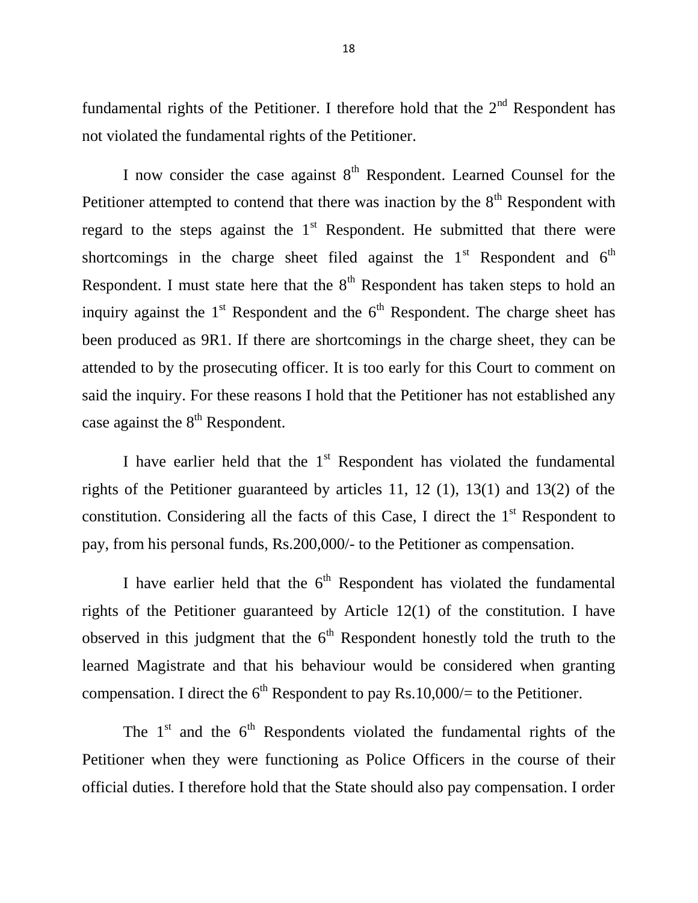fundamental rights of the Petitioner. I therefore hold that the 2nd Respondent has not violated the fundamental rights of the Petitioner.

I now consider the case against 8th Respondent. Learned Counsel for the Petitioner attempted to contend that there was inaction by the 8th Respondent with regard to the steps against the 1st Respondent. He submitted that there were shortcomings in the charge sheet filed against the 1st Respondent and 6th Respondent. I must state here that the 8th Respondent has taken steps to hold an inquiry against the 1st Respondent and the 6th Respondent. The charge sheet has been produced as 9R1. If there are shortcomings in the charge sheet, they can be attended to by the prosecuting officer. It is too early for this Court to comment on said the inquiry. For these reasons I hold that the Petitioner has not established any case against the 8th Respondent.

I have earlier held that the 1st Respondent has violated the fundamental rights of the Petitioner guaranteed by articles 11, 12 (1), 13(1) and 13(2) of the constitution. Considering all the facts of this Case, I direct the 1st Respondent to pay, from his personal funds, Rs.200,000/- to the Petitioner as compensation.

I have earlier held that the 6th Respondent has violated the fundamental rights of the Petitioner guaranteed by Article 12(1) of the constitution. I have observed in this judgment that the 6th Respondent honestly told the truth to the learned Magistrate and that his behaviour would be considered when granting compensation. I direct the 6th Respondent to pay Rs.10,000/= to the Petitioner.

The 1st and the 6th Respondents violated the fundamental rights of the Petitioner when they were functioning as Police Officers in the course of their official duties. I therefore hold that the State should also pay compensation. I order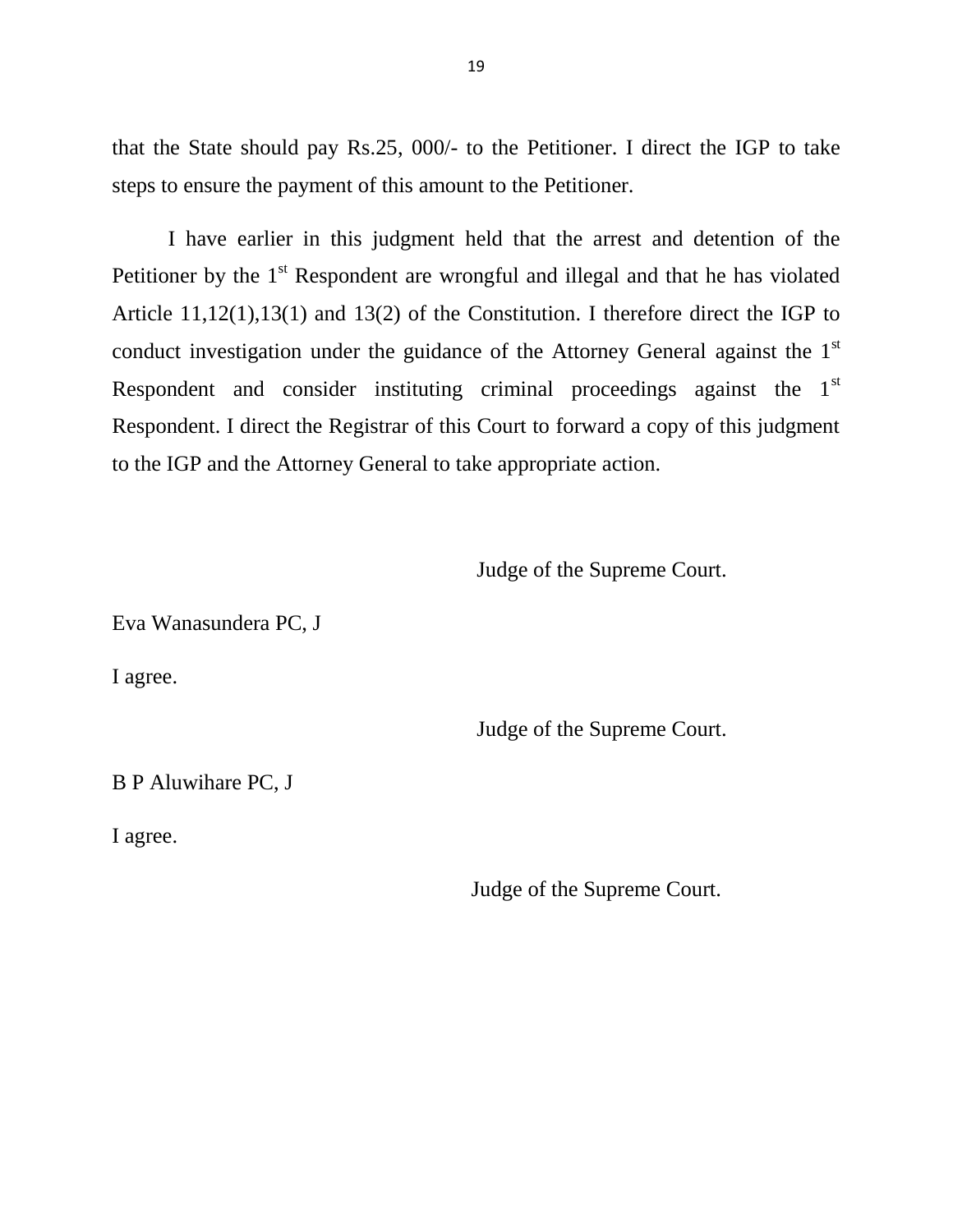that the State should pay Rs.25, 000/- to the Petitioner. I direct the IGP to take steps to ensure the payment of this amount to the Petitioner.

I have earlier in this judgment held that the arrest and detention of the Petitioner by the 1st Respondent are wrongful and illegal and that he has violated Article 11,12(1),13(1) and 13(2) of the Constitution. I therefore direct the IGP to conduct investigation under the guidance of the Attorney General against the 1st Respondent and consider instituting criminal proceedings against the 1st Respondent. I direct the Registrar of this Court to forward a copy of this judgment to the IGP and the Attorney General to take appropriate action.

Judge of the Supreme Court.

Eva Wanasundera PC, J

I agree.

Judge of the Supreme Court.

B P Aluwihare PC, J

I agree.

Judge of the Supreme Court.